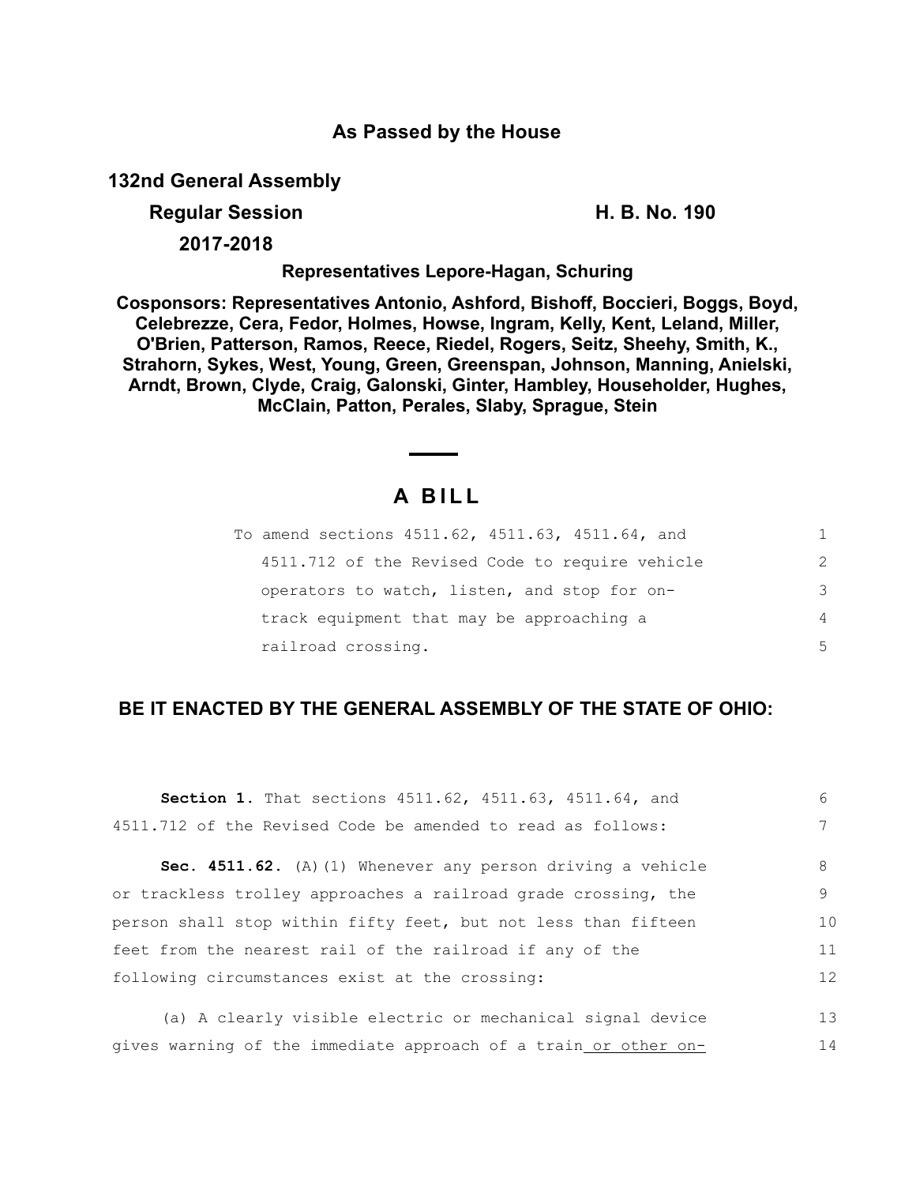**As Passed by the House**

**132nd General Assembly**

**Regular Session** **H. B. No. 190**

**2017-2018**

**Representatives Lepore-Hagan, Schuring**

**Cosponsors: Representatives Antonio, Ashford, Bishoff, Boccieri, Boggs, Boyd, Celebrezze, Cera, Fedor, Holmes, Howse, Ingram, Kelly, Kent, Leland, Miller, O'Brien, Patterson, Ramos, Reece, Riedel, Rogers, Seitz, Sheehy, Smith, K., Strahorn, Sykes, West, Young, Green, Greenspan, Johnson, Manning, Anielski, Arndt, Brown, Clyde, Craig, Galonski, Ginter, Hambley, Householder, Hughes, McClain, Patton, Perales, Slaby, Sprague, Stein**

# A BILL

To amend sections 4511.62, 4511.63, 4511.64, and 4511.712 of the Revised Code to require vehicle operators to watch, listen, and stop for on-track equipment that may be approaching a railroad crossing.

**BE IT ENACTED BY THE GENERAL ASSEMBLY OF THE STATE OF OHIO:**

**Section 1.** That sections 4511.62, 4511.63, 4511.64, and 4511.712 of the Revised Code be amended to read as follows:

**Sec. 4511.62.** (A)(1) Whenever any person driving a vehicle or trackless trolley approaches a railroad grade crossing, the person shall stop within fifty feet, but not less than fifteen feet from the nearest rail of the railroad if any of the following circumstances exist at the crossing:

(a) A clearly visible electric or mechanical signal device gives warning of the immediate approach of a train or other on-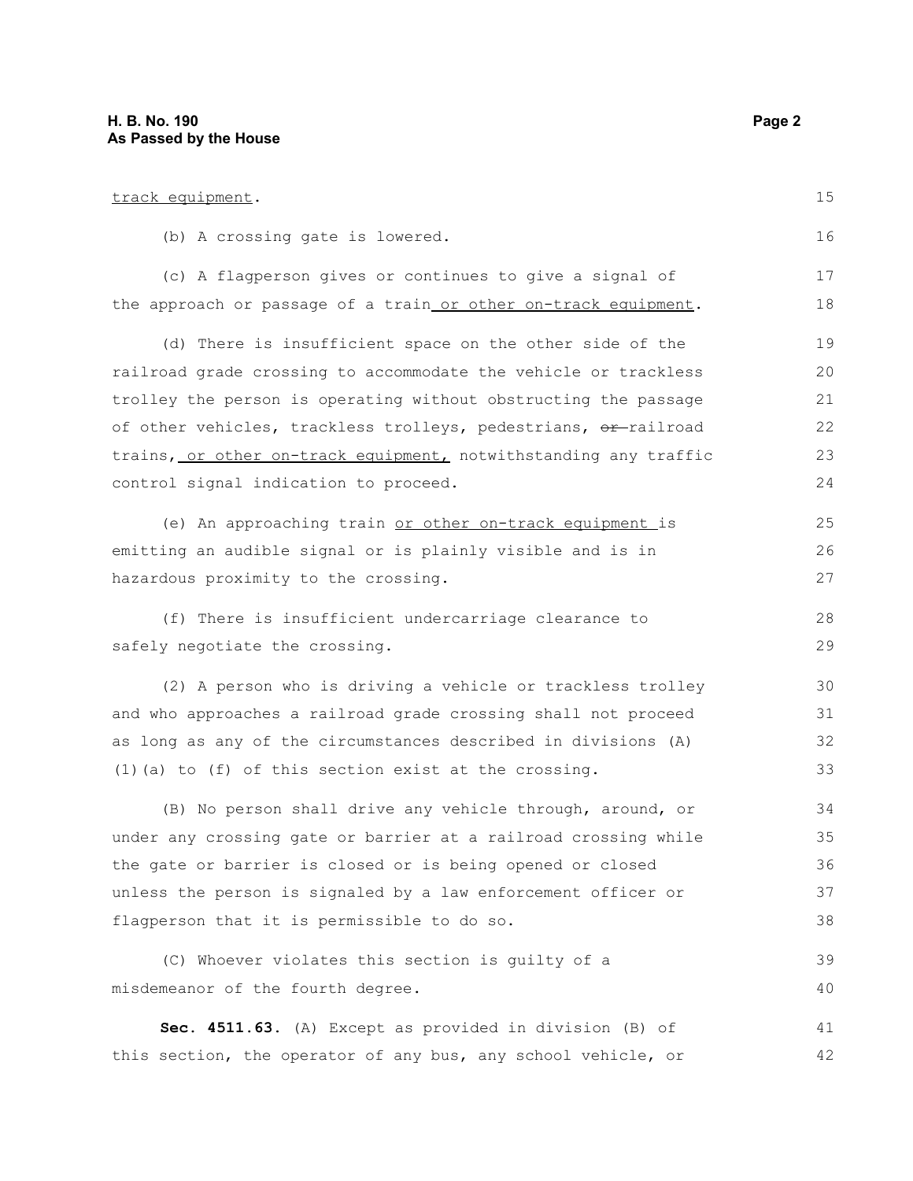track equipment.

(b) A crossing gate is lowered.

(c) A flagperson gives or continues to give a signal of the approach or passage of a train or other on-track equipment.

(d) There is insufficient space on the other side of the railroad grade crossing to accommodate the vehicle or trackless trolley the person is operating without obstructing the passage of other vehicles, trackless trolleys, pedestrians, ~~or~~ railroad trains, or other on-track equipment, notwithstanding any traffic control signal indication to proceed.

(e) An approaching train or other on-track equipment is emitting an audible signal or is plainly visible and is in hazardous proximity to the crossing.

(f) There is insufficient undercarriage clearance to safely negotiate the crossing.

(2) A person who is driving a vehicle or trackless trolley and who approaches a railroad grade crossing shall not proceed as long as any of the circumstances described in divisions (A)(1)(a) to (f) of this section exist at the crossing.

(B) No person shall drive any vehicle through, around, or under any crossing gate or barrier at a railroad crossing while the gate or barrier is closed or is being opened or closed unless the person is signaled by a law enforcement officer or flagperson that it is permissible to do so.

(C) Whoever violates this section is guilty of a misdemeanor of the fourth degree.

**Sec. 4511.63.** (A) Except as provided in division (B) of this section, the operator of any bus, any school vehicle, or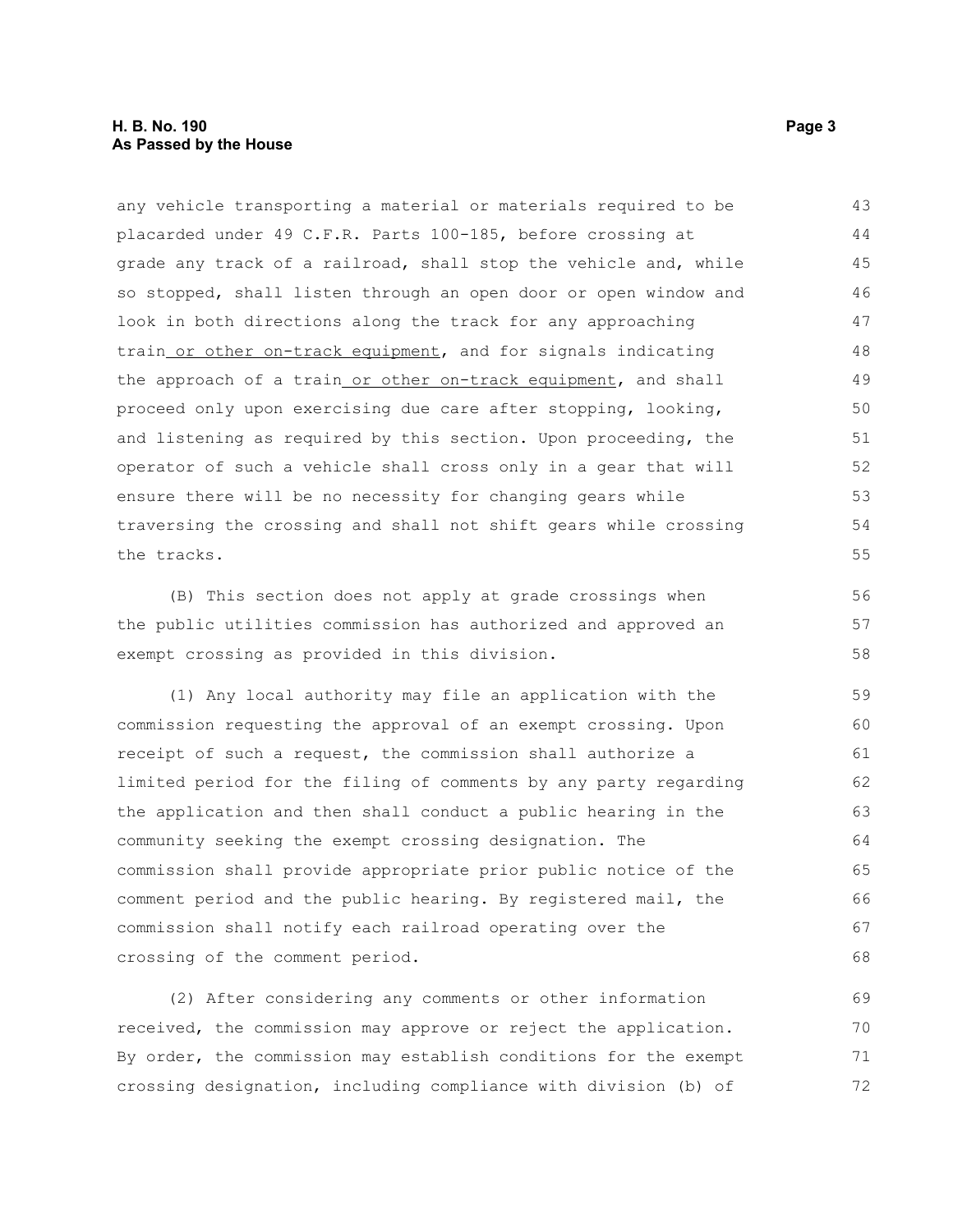any vehicle transporting a material or materials required to be placarded under 49 C.F.R. Parts 100-185, before crossing at grade any track of a railroad, shall stop the vehicle and, while so stopped, shall listen through an open door or open window and look in both directions along the track for any approaching train or other on-track equipment, and for signals indicating the approach of a train or other on-track equipment, and shall proceed only upon exercising due care after stopping, looking, and listening as required by this section. Upon proceeding, the operator of such a vehicle shall cross only in a gear that will ensure there will be no necessity for changing gears while traversing the crossing and shall not shift gears while crossing the tracks.

(B) This section does not apply at grade crossings when the public utilities commission has authorized and approved an exempt crossing as provided in this division.

(1) Any local authority may file an application with the commission requesting the approval of an exempt crossing. Upon receipt of such a request, the commission shall authorize a limited period for the filing of comments by any party regarding the application and then shall conduct a public hearing in the community seeking the exempt crossing designation. The commission shall provide appropriate prior public notice of the comment period and the public hearing. By registered mail, the commission shall notify each railroad operating over the crossing of the comment period.

(2) After considering any comments or other information received, the commission may approve or reject the application. By order, the commission may establish conditions for the exempt crossing designation, including compliance with division (b) of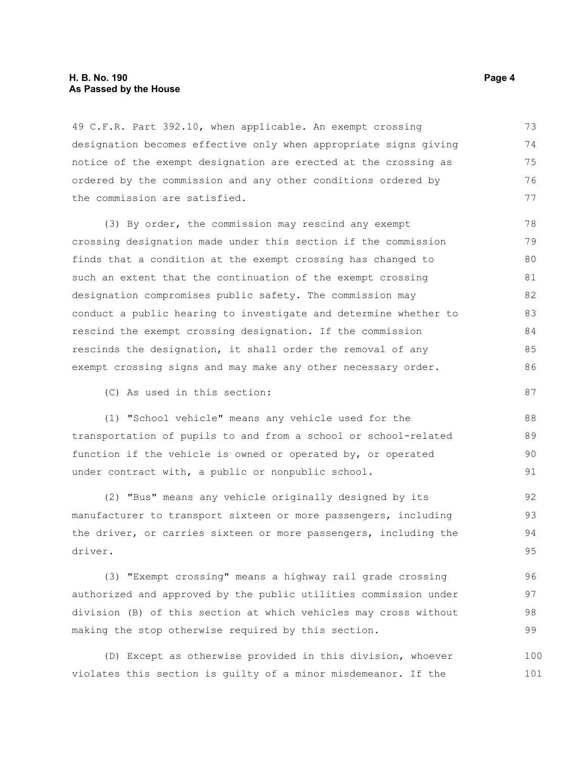49 C.F.R. Part 392.10, when applicable. An exempt crossing designation becomes effective only when appropriate signs giving notice of the exempt designation are erected at the crossing as ordered by the commission and any other conditions ordered by the commission are satisfied.

(3) By order, the commission may rescind any exempt crossing designation made under this section if the commission finds that a condition at the exempt crossing has changed to such an extent that the continuation of the exempt crossing designation compromises public safety. The commission may conduct a public hearing to investigate and determine whether to rescind the exempt crossing designation. If the commission rescinds the designation, it shall order the removal of any exempt crossing signs and may make any other necessary order.

(C) As used in this section:

(1) "School vehicle" means any vehicle used for the transportation of pupils to and from a school or school-related function if the vehicle is owned or operated by, or operated under contract with, a public or nonpublic school.

(2) "Bus" means any vehicle originally designed by its manufacturer to transport sixteen or more passengers, including the driver, or carries sixteen or more passengers, including the driver.

(3) "Exempt crossing" means a highway rail grade crossing authorized and approved by the public utilities commission under division (B) of this section at which vehicles may cross without making the stop otherwise required by this section.

(D) Except as otherwise provided in this division, whoever violates this section is guilty of a minor misdemeanor. If the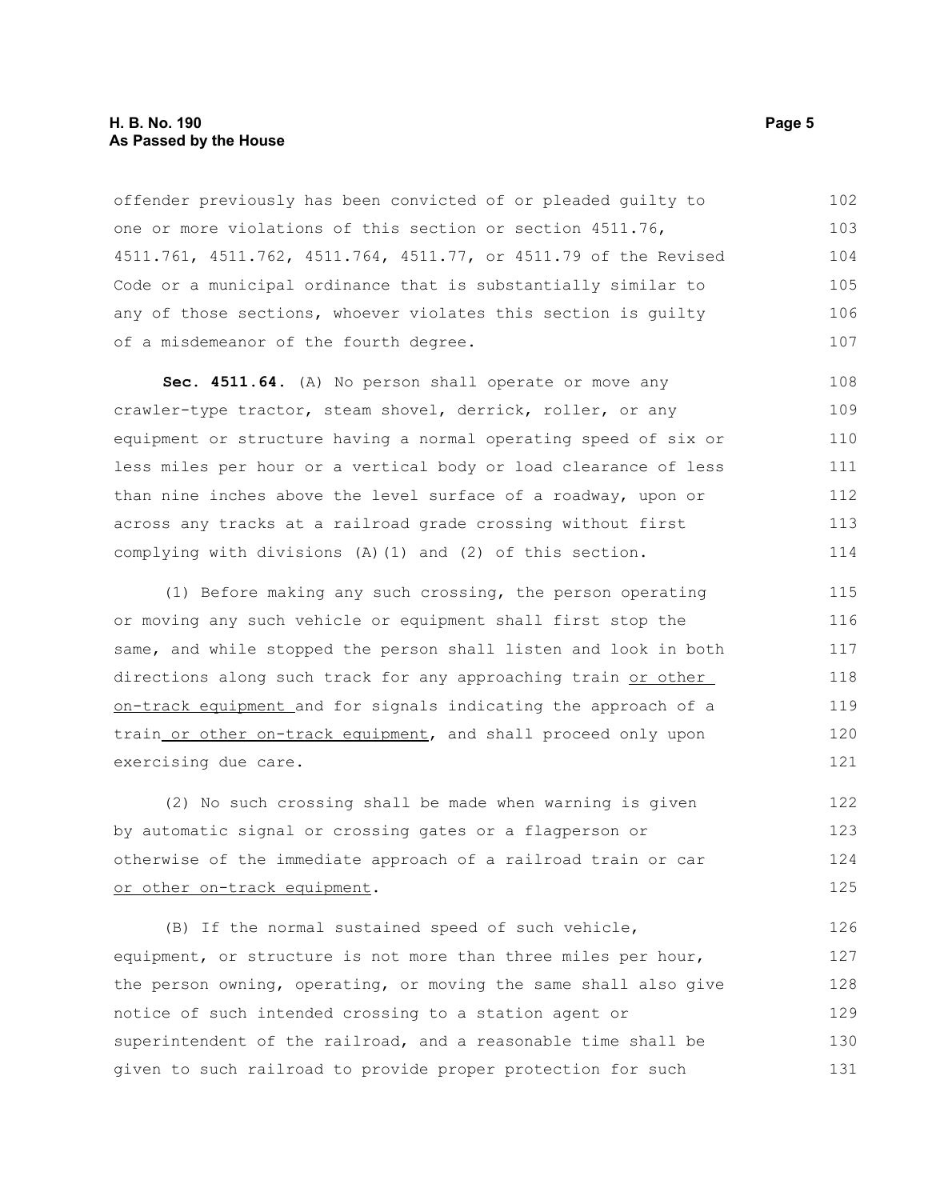offender previously has been convicted of or pleaded guilty to one or more violations of this section or section 4511.76, 4511.761, 4511.762, 4511.764, 4511.77, or 4511.79 of the Revised Code or a municipal ordinance that is substantially similar to any of those sections, whoever violates this section is guilty of a misdemeanor of the fourth degree.

**Sec. 4511.64.** (A) No person shall operate or move any crawler-type tractor, steam shovel, derrick, roller, or any equipment or structure having a normal operating speed of six or less miles per hour or a vertical body or load clearance of less than nine inches above the level surface of a roadway, upon or across any tracks at a railroad grade crossing without first complying with divisions (A)(1) and (2) of this section.

(1) Before making any such crossing, the person operating or moving any such vehicle or equipment shall first stop the same, and while stopped the person shall listen and look in both directions along such track for any approaching train <u>or other on-track equipment</u> and for signals indicating the approach of a train<u> or other on-track equipment</u>, and shall proceed only upon exercising due care.

(2) No such crossing shall be made when warning is given by automatic signal or crossing gates or a flagperson or otherwise of the immediate approach of a railroad train or car <u>or other on-track equipment</u>.

(B) If the normal sustained speed of such vehicle, equipment, or structure is not more than three miles per hour, the person owning, operating, or moving the same shall also give notice of such intended crossing to a station agent or superintendent of the railroad, and a reasonable time shall be given to such railroad to provide proper protection for such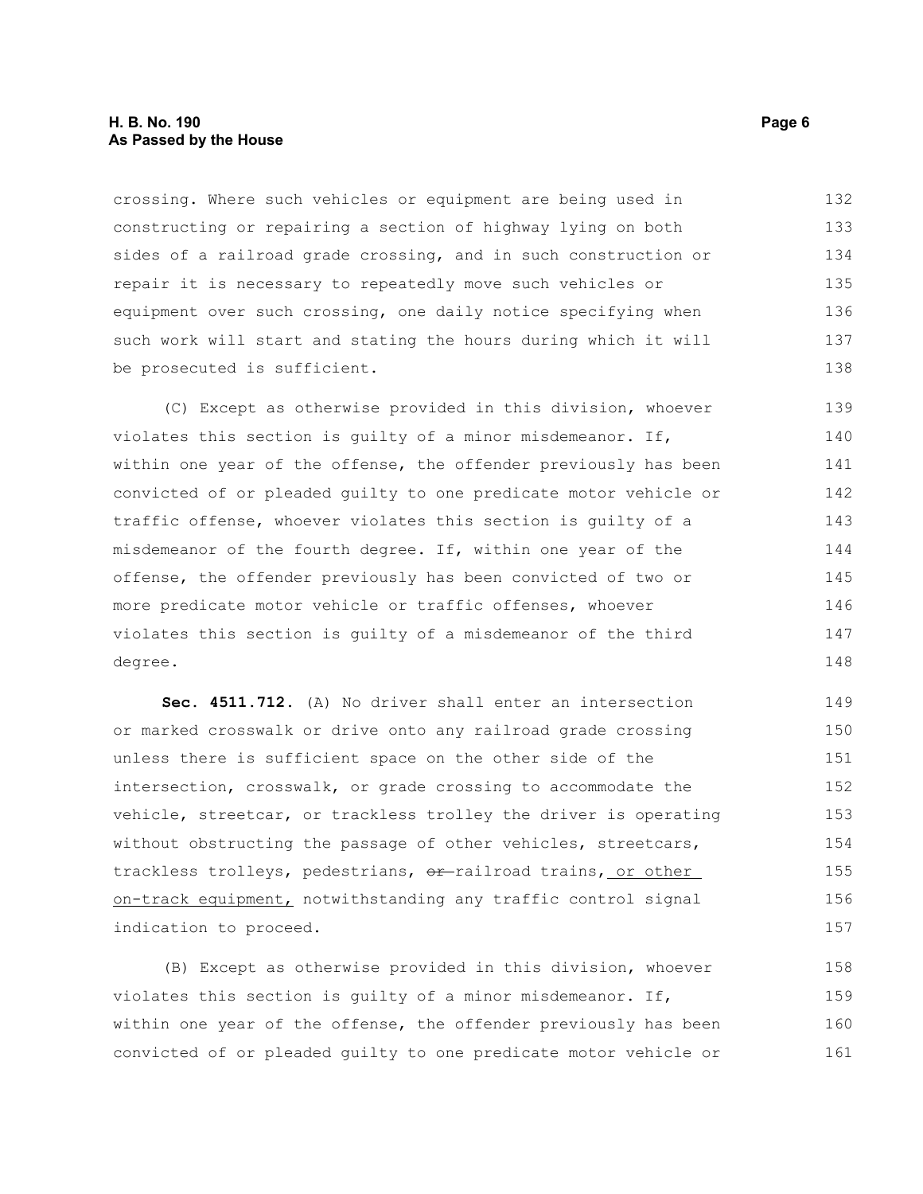crossing. Where such vehicles or equipment are being used in constructing or repairing a section of highway lying on both sides of a railroad grade crossing, and in such construction or repair it is necessary to repeatedly move such vehicles or equipment over such crossing, one daily notice specifying when such work will start and stating the hours during which it will be prosecuted is sufficient.

(C) Except as otherwise provided in this division, whoever violates this section is guilty of a minor misdemeanor. If, within one year of the offense, the offender previously has been convicted of or pleaded guilty to one predicate motor vehicle or traffic offense, whoever violates this section is guilty of a misdemeanor of the fourth degree. If, within one year of the offense, the offender previously has been convicted of two or more predicate motor vehicle or traffic offenses, whoever violates this section is guilty of a misdemeanor of the third degree.

**Sec. 4511.712.** (A) No driver shall enter an intersection or marked crosswalk or drive onto any railroad grade crossing unless there is sufficient space on the other side of the intersection, crosswalk, or grade crossing to accommodate the vehicle, streetcar, or trackless trolley the driver is operating without obstructing the passage of other vehicles, streetcars, trackless trolleys, pedestrians, ~~or~~ railroad trains, <u>or other on-track equipment,</u> notwithstanding any traffic control signal indication to proceed.

(B) Except as otherwise provided in this division, whoever violates this section is guilty of a minor misdemeanor. If, within one year of the offense, the offender previously has been convicted of or pleaded guilty to one predicate motor vehicle or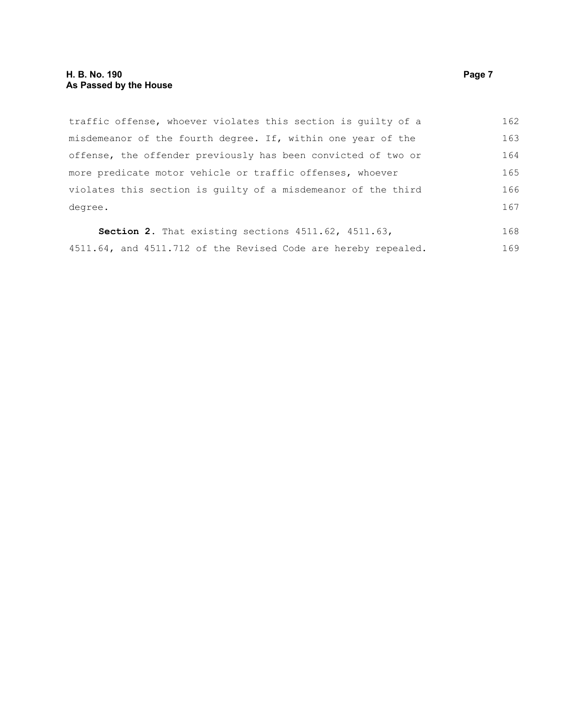traffic offense, whoever violates this section is guilty of a misdemeanor of the fourth degree. If, within one year of the offense, the offender previously has been convicted of two or more predicate motor vehicle or traffic offenses, whoever violates this section is guilty of a misdemeanor of the third degree.

**Section 2.** That existing sections 4511.62, 4511.63, 4511.64, and 4511.712 of the Revised Code are hereby repealed.